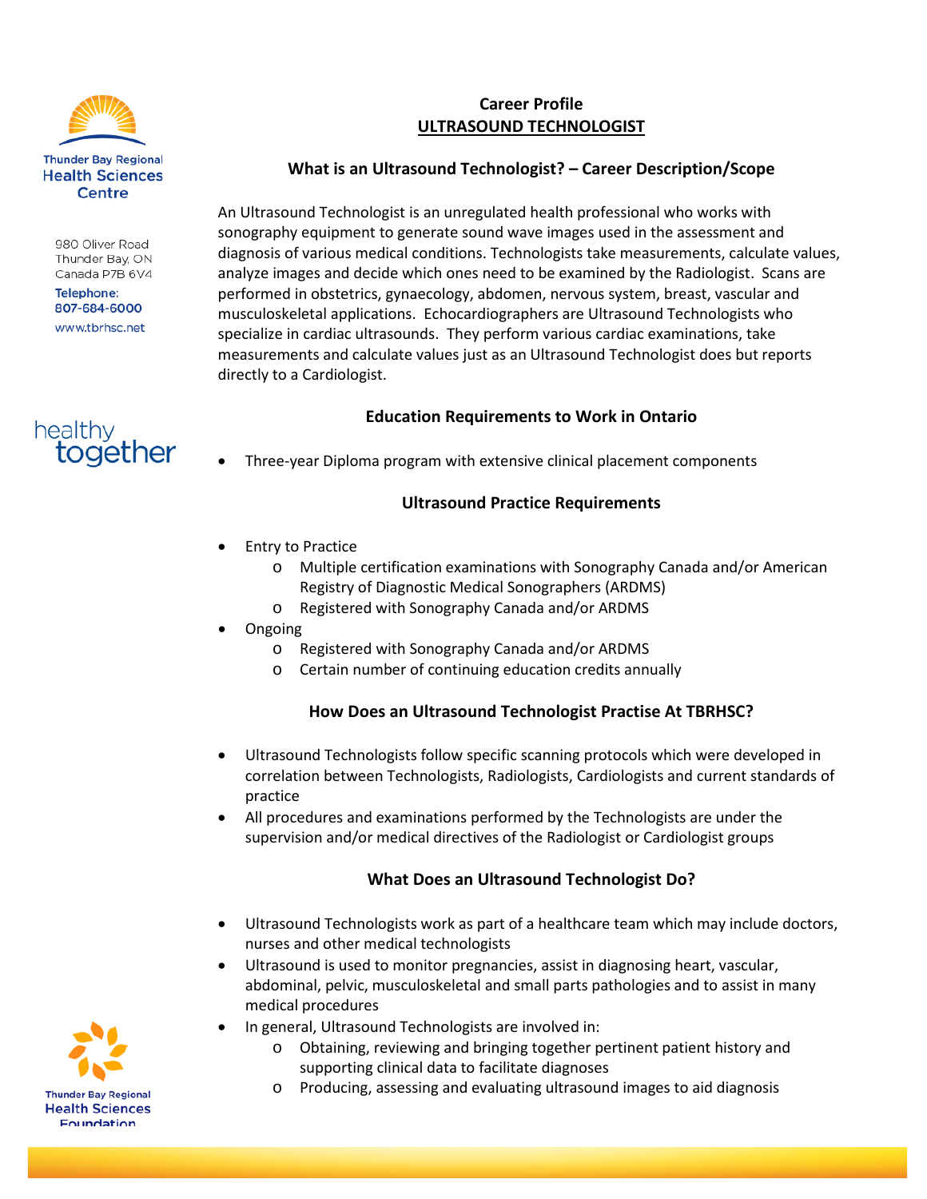Thunder Bay Regional Health Sciences Centre

980 Oliver Road
Thunder Bay, ON
Canada P7B 6V4

Telephone:
807-684-6000

www.tbrhsc.net

healthy together

# Career Profile
## ULTRASOUND TECHNOLOGIST

### What is an Ultrasound Technologist? – Career Description/Scope

An Ultrasound Technologist is an unregulated health professional who works with sonography equipment to generate sound wave images used in the assessment and diagnosis of various medical conditions. Technologists take measurements, calculate values, analyze images and decide which ones need to be examined by the Radiologist. Scans are performed in obstetrics, gynaecology, abdomen, nervous system, breast, vascular and musculoskeletal applications. Echocardiographers are Ultrasound Technologists who specialize in cardiac ultrasounds. They perform various cardiac examinations, take measurements and calculate values just as an Ultrasound Technologist does but reports directly to a Cardiologist.

### Education Requirements to Work in Ontario

- Three-year Diploma program with extensive clinical placement components

### Ultrasound Practice Requirements

- Entry to Practice
  - Multiple certification examinations with Sonography Canada and/or American Registry of Diagnostic Medical Sonographers (ARDMS)
  - Registered with Sonography Canada and/or ARDMS
- Ongoing
  - Registered with Sonography Canada and/or ARDMS
  - Certain number of continuing education credits annually

### How Does an Ultrasound Technologist Practise At TBRHSC?

- Ultrasound Technologists follow specific scanning protocols which were developed in correlation between Technologists, Radiologists, Cardiologists and current standards of practice
- All procedures and examinations performed by the Technologists are under the supervision and/or medical directives of the Radiologist or Cardiologist groups

### What Does an Ultrasound Technologist Do?

- Ultrasound Technologists work as part of a healthcare team which may include doctors, nurses and other medical technologists
- Ultrasound is used to monitor pregnancies, assist in diagnosing heart, vascular, abdominal, pelvic, musculoskeletal and small parts pathologies and to assist in many medical procedures
- In general, Ultrasound Technologists are involved in:
  - Obtaining, reviewing and bringing together pertinent patient history and supporting clinical data to facilitate diagnoses
  - Producing, assessing and evaluating ultrasound images to aid diagnosis

Thunder Bay Regional Health Sciences Foundation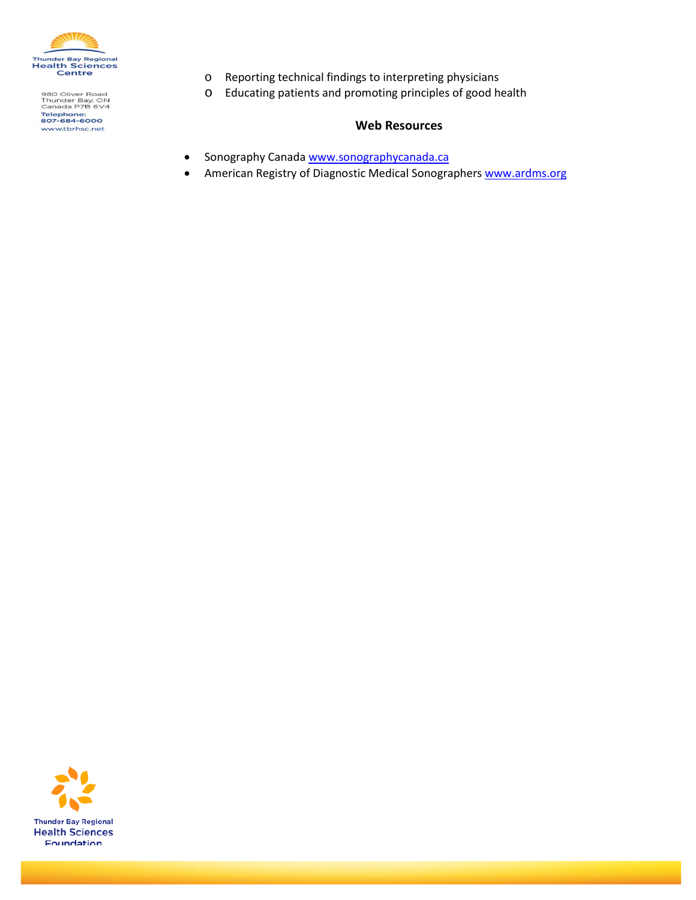- Reporting technical findings to interpreting physicians
- Educating patients and promoting principles of good health

**Web Resources**

- Sonography Canada [www.sonographycanada.ca](http://www.sonographycanada.ca)
- American Registry of Diagnostic Medical Sonographers [www.ardms.org](http://www.ardms.org)